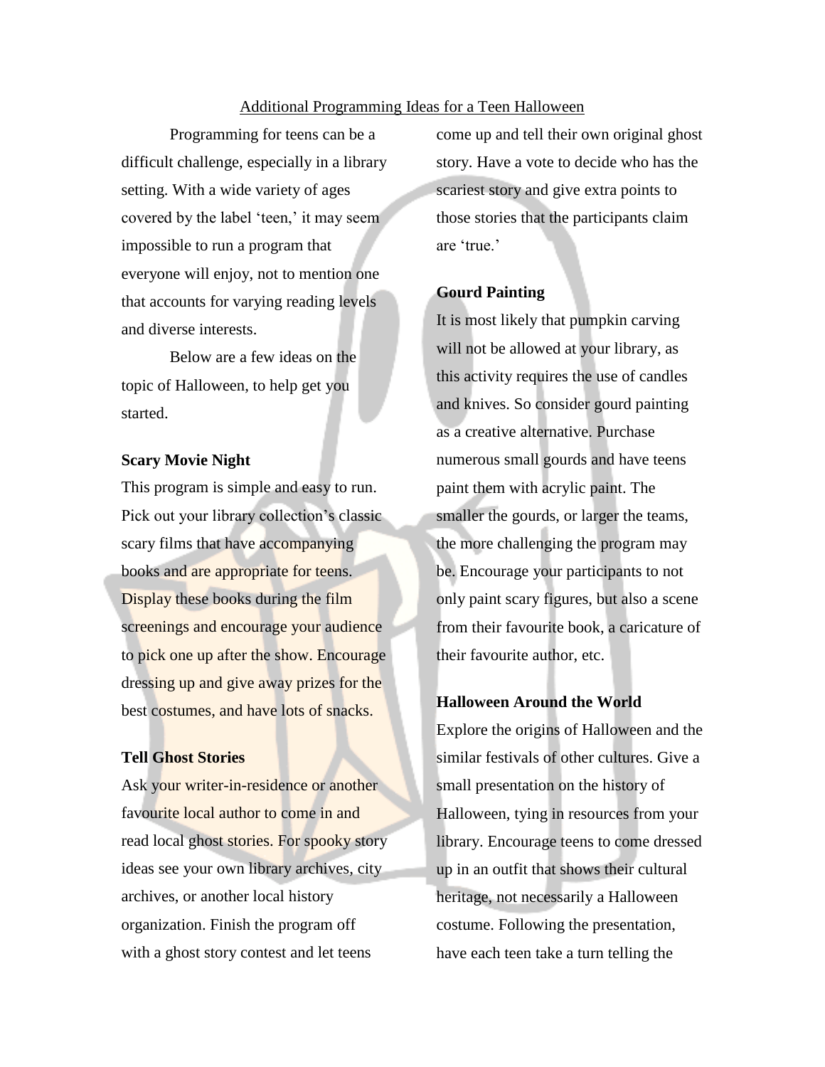Additional Programming Ideas for a Teen Halloween

Programming for teens can be a difficult challenge, especially in a library setting. With a wide variety of ages covered by the label 'teen,' it may seem impossible to run a program that everyone will enjoy, not to mention one that accounts for varying reading levels and diverse interests.

Below are a few ideas on the topic of Halloween, to help get you started.

**Scary Movie Night**

This program is simple and easy to run. Pick out your library collection's classic scary films that have accompanying books and are appropriate for teens. Display these books during the film screenings and encourage your audience to pick one up after the show. Encourage dressing up and give away prizes for the best costumes, and have lots of snacks.

**Tell Ghost Stories**

Ask your writer-in-residence or another favourite local author to come in and read local ghost stories. For spooky story ideas see your own library archives, city archives, or another local history organization. Finish the program off with a ghost story contest and let teens come up and tell their own original ghost story. Have a vote to decide who has the scariest story and give extra points to those stories that the participants claim are 'true.'

**Gourd Painting**

It is most likely that pumpkin carving will not be allowed at your library, as this activity requires the use of candles and knives. So consider gourd painting as a creative alternative. Purchase numerous small gourds and have teens paint them with acrylic paint. The smaller the gourds, or larger the teams, the more challenging the program may be. Encourage your participants to not only paint scary figures, but also a scene from their favourite book, a caricature of their favourite author, etc.

**Halloween Around the World**

Explore the origins of Halloween and the similar festivals of other cultures. Give a small presentation on the history of Halloween, tying in resources from your library. Encourage teens to come dressed up in an outfit that shows their cultural heritage, not necessarily a Halloween costume. Following the presentation, have each teen take a turn telling the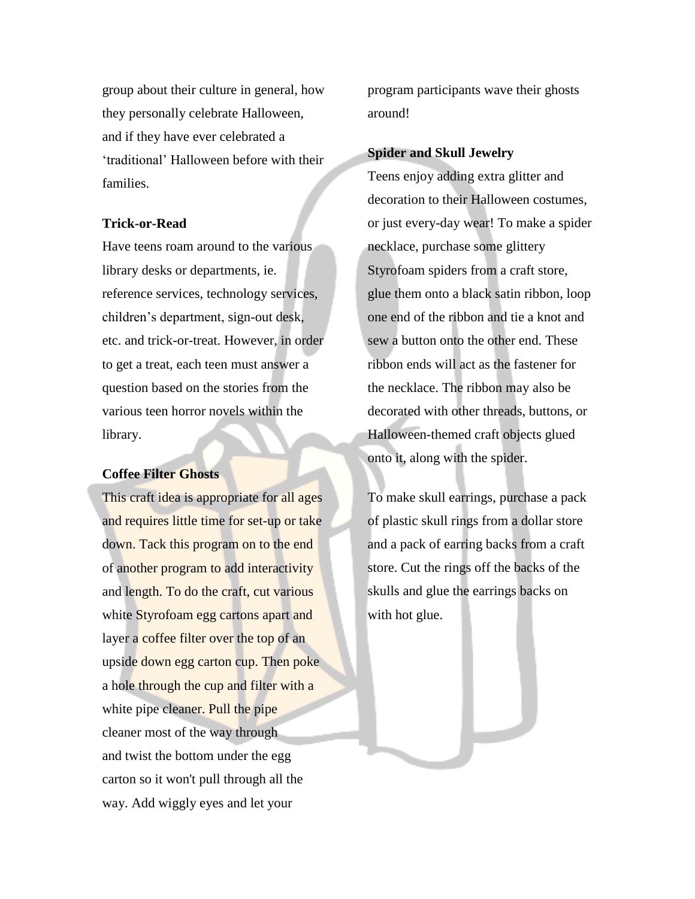group about their culture in general, how they personally celebrate Halloween, and if they have ever celebrated a 'traditional' Halloween before with their families.

**Trick-or-Read**

Have teens roam around to the various library desks or departments, ie. reference services, technology services, children's department, sign-out desk, etc. and trick-or-treat. However, in order to get a treat, each teen must answer a question based on the stories from the various teen horror novels within the library.

**Coffee Filter Ghosts**

This craft idea is appropriate for all ages and requires little time for set-up or take down. Tack this program on to the end of another program to add interactivity and length. To do the craft, cut various white Styrofoam egg cartons apart and layer a coffee filter over the top of an upside down egg carton cup. Then poke a hole through the cup and filter with a white pipe cleaner. Pull the pipe cleaner most of the way through and twist the bottom under the egg carton so it won't pull through all the way. Add wiggly eyes and let your program participants wave their ghosts around!

**Spider and Skull Jewelry**

Teens enjoy adding extra glitter and decoration to their Halloween costumes, or just every-day wear! To make a spider necklace, purchase some glittery Styrofoam spiders from a craft store, glue them onto a black satin ribbon, loop one end of the ribbon and tie a knot and sew a button onto the other end. These ribbon ends will act as the fastener for the necklace. The ribbon may also be decorated with other threads, buttons, or Halloween-themed craft objects glued onto it, along with the spider.

To make skull earrings, purchase a pack of plastic skull rings from a dollar store and a pack of earring backs from a craft store. Cut the rings off the backs of the skulls and glue the earrings backs on with hot glue.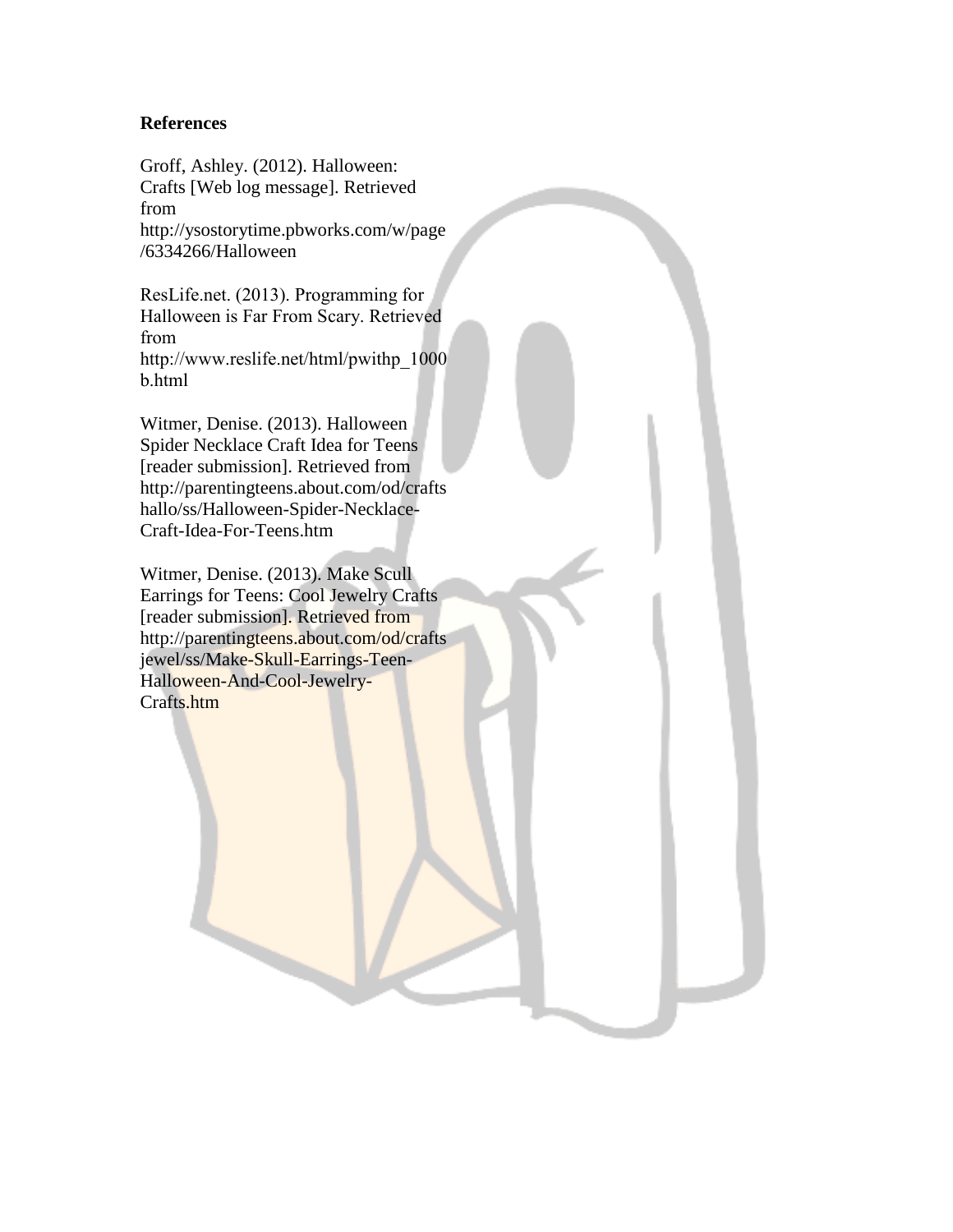**References**

Groff, Ashley. (2012). Halloween: Crafts [Web log message]. Retrieved from http://ysostorytime.pbworks.com/w/page/6334266/Halloween

ResLife.net. (2013). Programming for Halloween is Far From Scary. Retrieved from http://www.reslife.net/html/pwithp_1000b.html

Witmer, Denise. (2013). Halloween Spider Necklace Craft Idea for Teens [reader submission]. Retrieved from http://parentingteens.about.com/od/craftshallo/ss/Halloween-Spider-Necklace-Craft-Idea-For-Teens.htm

Witmer, Denise. (2013). Make Scull Earrings for Teens: Cool Jewelry Crafts [reader submission]. Retrieved from http://parentingteens.about.com/od/craftsjewel/ss/Make-Skull-Earrings-Teen-Halloween-And-Cool-Jewelry-Crafts.htm